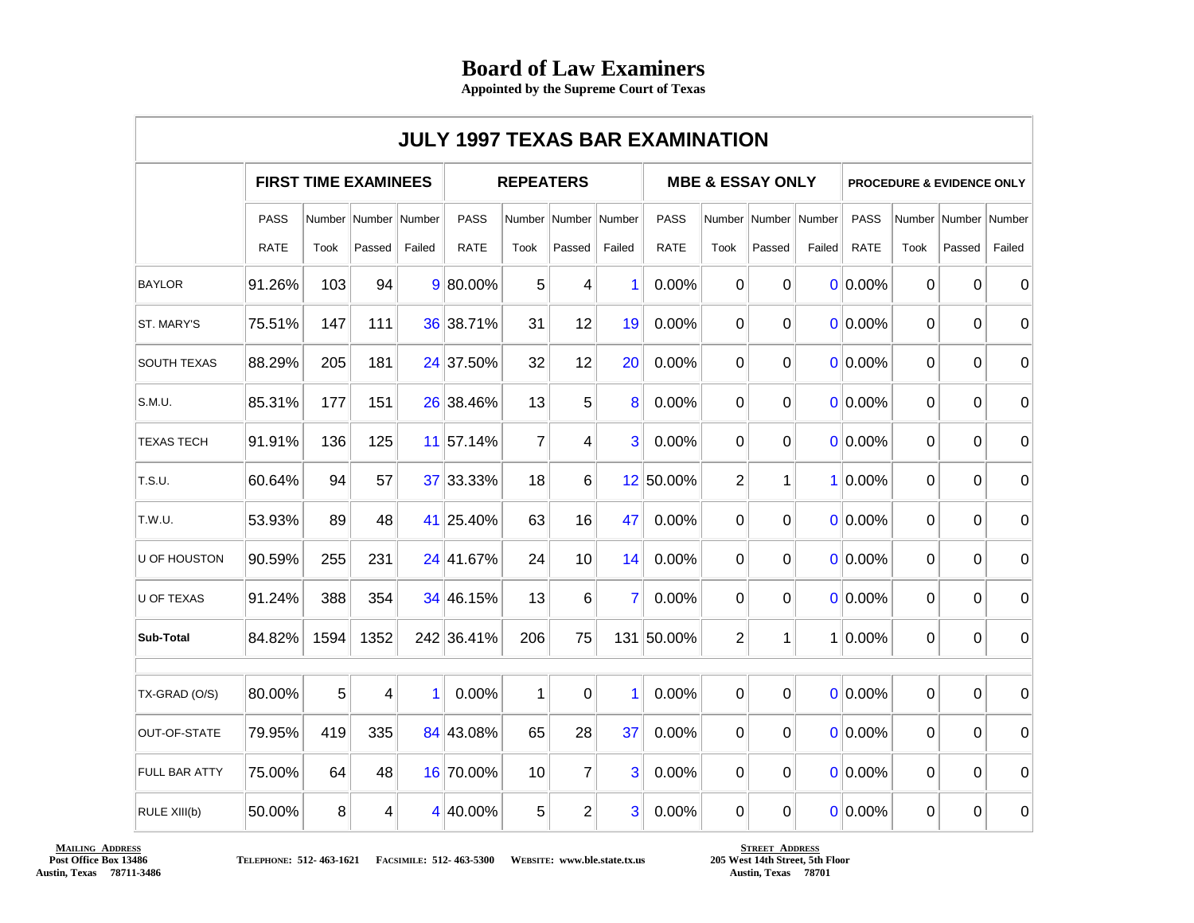# Board of Law Examiners

**Appointed by the Supreme Court of Texas**

## JULY 1997 TEXAS BAR EXAMINATION

| | FIRST TIME EXAMINEES | | | | REPEATERS | | | | MBE & ESSAY ONLY | | | | PROCEDURE & EVIDENCE ONLY | | | |
|---|---|---|---|---|---|---|---|---|---|---|---|---|---|---|---|---|
| | PASS RATE | Number Took | Number Passed | Number Failed | PASS RATE | Number Took | Number Passed | Number Failed | PASS RATE | Number Took | Number Passed | Number Failed | PASS RATE | Number Took | Number Passed | Number Failed |
| BAYLOR | 91.26% | 103 | 94 | 9 | 80.00% | 5 | 4 | 1 | 0.00% | 0 | 0 | 0 | 0.00% | 0 | 0 | 0 |
| ST. MARY'S | 75.51% | 147 | 111 | 36 | 38.71% | 31 | 12 | 19 | 0.00% | 0 | 0 | 0 | 0.00% | 0 | 0 | 0 |
| SOUTH TEXAS | 88.29% | 205 | 181 | 24 | 37.50% | 32 | 12 | 20 | 0.00% | 0 | 0 | 0 | 0.00% | 0 | 0 | 0 |
| S.M.U. | 85.31% | 177 | 151 | 26 | 38.46% | 13 | 5 | 8 | 0.00% | 0 | 0 | 0 | 0.00% | 0 | 0 | 0 |
| TEXAS TECH | 91.91% | 136 | 125 | 11 | 57.14% | 7 | 4 | 3 | 0.00% | 0 | 0 | 0 | 0.00% | 0 | 0 | 0 |
| T.S.U. | 60.64% | 94 | 57 | 37 | 33.33% | 18 | 6 | 12 | 50.00% | 2 | 1 | 1 | 0.00% | 0 | 0 | 0 |
| T.W.U. | 53.93% | 89 | 48 | 41 | 25.40% | 63 | 16 | 47 | 0.00% | 0 | 0 | 0 | 0.00% | 0 | 0 | 0 |
| U OF HOUSTON | 90.59% | 255 | 231 | 24 | 41.67% | 24 | 10 | 14 | 0.00% | 0 | 0 | 0 | 0.00% | 0 | 0 | 0 |
| U OF TEXAS | 91.24% | 388 | 354 | 34 | 46.15% | 13 | 6 | 7 | 0.00% | 0 | 0 | 0 | 0.00% | 0 | 0 | 0 |
| **Sub-Total** | 84.82% | 1594 | 1352 | 242 | 36.41% | 206 | 75 | 131 | 50.00% | 2 | 1 | 1 | 0.00% | 0 | 0 | 0 |
| | | | | | | | | | | | | | | | | |
| TX-GRAD (O/S) | 80.00% | 5 | 4 | 1 | 0.00% | 1 | 0 | 1 | 0.00% | 0 | 0 | 0 | 0.00% | 0 | 0 | 0 |
| OUT-OF-STATE | 79.95% | 419 | 335 | 84 | 43.08% | 65 | 28 | 37 | 0.00% | 0 | 0 | 0 | 0.00% | 0 | 0 | 0 |
| FULL BAR ATTY | 75.00% | 64 | 48 | 16 | 70.00% | 10 | 7 | 3 | 0.00% | 0 | 0 | 0 | 0.00% | 0 | 0 | 0 |
| RULE XIII(b) | 50.00% | 8 | 4 | 4 | 40.00% | 5 | 2 | 3 | 0.00% | 0 | 0 | 0 | 0.00% | 0 | 0 | 0 |

**MAILING ADDRESS**
Post Office Box 13486
Austin, Texas 78711-3486

TELEPHONE: 512- 463-1621 FACSIMILE: 512- 463-5300 WEBSITE: www.ble.state.tx.us

**STREET ADDRESS**
205 West 14th Street, 5th Floor
Austin, Texas 78701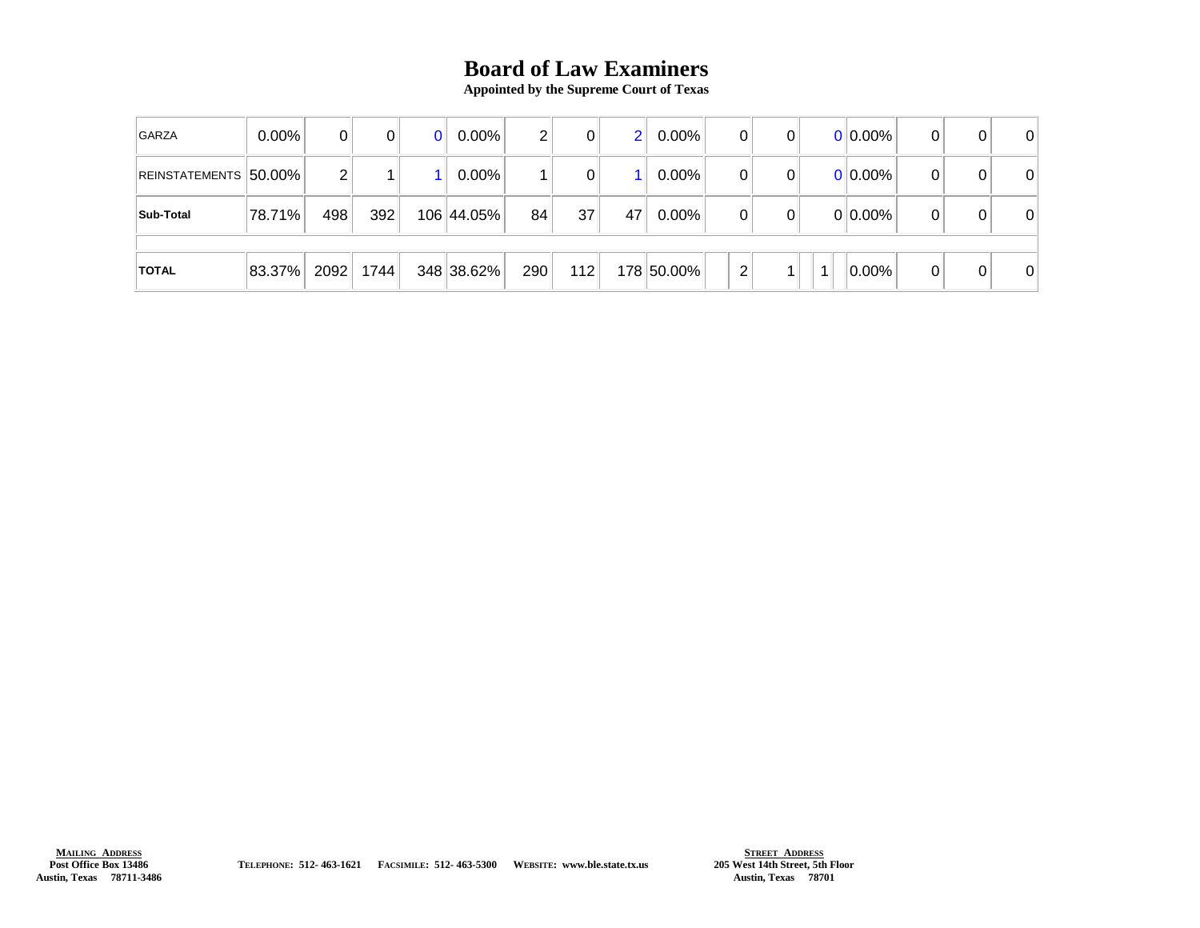# Board of Law Examiners

**Appointed by the Supreme Court of Texas**

| | | | | | | | | | | | | | | | | |
|---|---|---|---|---|---|---|---|---|---|---|---|---|---|---|---|---|
| GARZA | 0.00% | 0 | 0 | 0 | 0.00% | 2 | 0 | 2 | 0.00% | 0 | 0 | 0 | 0.00% | 0 | 0 | 0 |
| REINSTATEMENTS | 50.00% | 2 | 1 | 1 | 0.00% | 1 | 0 | 1 | 0.00% | 0 | 0 | 0 | 0.00% | 0 | 0 | 0 |
| **Sub-Total** | 78.71% | 498 | 392 | 106 | 44.05% | 84 | 37 | 47 | 0.00% | 0 | 0 | 0 | 0.00% | 0 | 0 | 0 |
| | | | | | | | | | | | | | | | | |
| **TOTAL** | 83.37% | 2092 | 1744 | 348 | 38.62% | 290 | 112 | 178 | 50.00% | 2 | 1 | 1 | 0.00% | 0 | 0 | 0 |